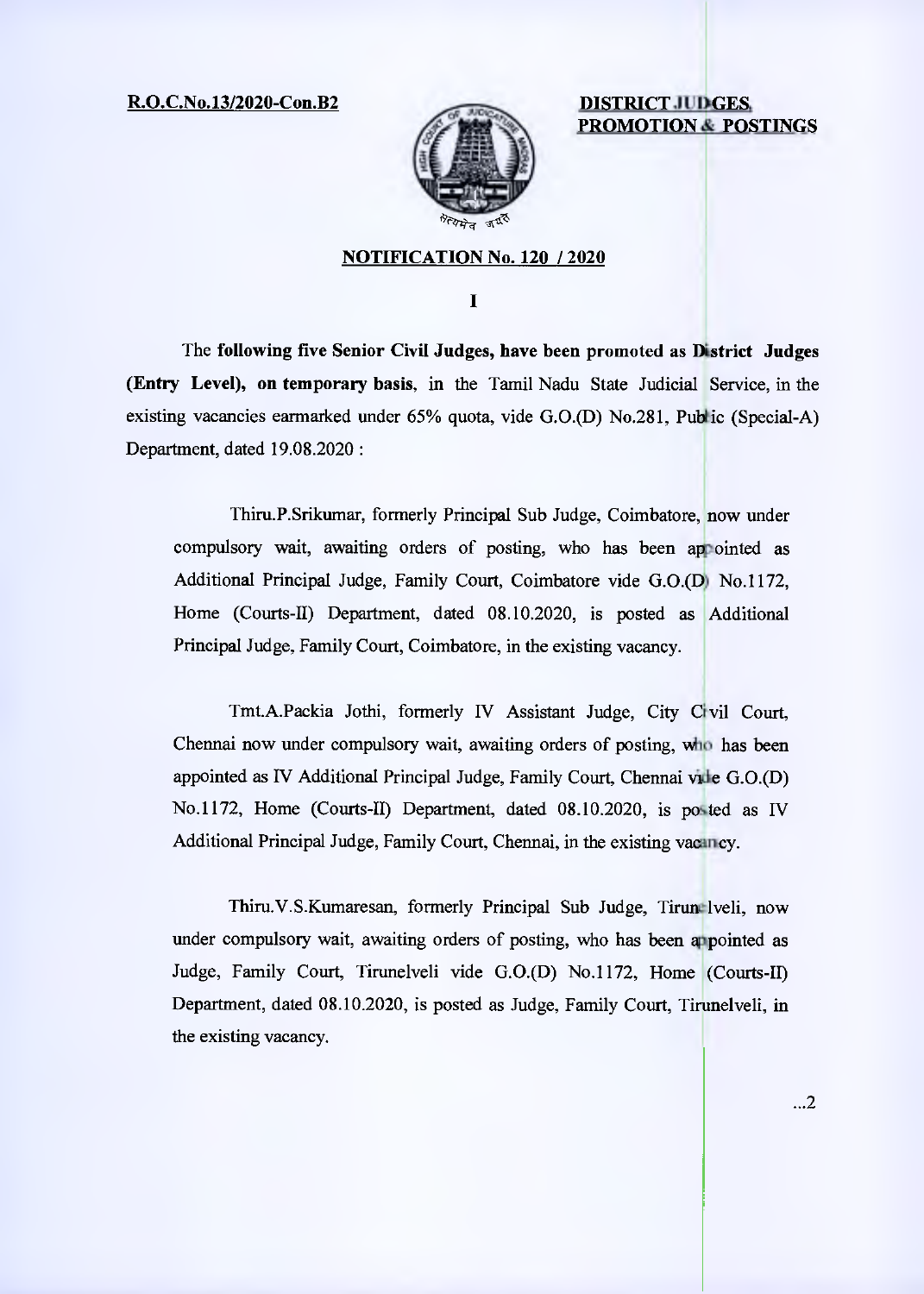**R.O.C.No.13/2020-Con.B2**

**DISTRICT JUDGES PROMOTION & POSTINGS**

## NOTIFICATION No. 120 / 2020

**I**

The **following five Senior Civil Judges, have been promoted as District Judges (Entry Level), on temporary basis**, in the Tamil Nadu State Judicial Service, in the existing vacancies earmarked under 65% quota, vide G.O.(D) No.281, Public (Special-A) Department, dated 19.08.2020 :

Thiru.P.Srikumar, formerly Principal Sub Judge, Coimbatore, now under compulsory wait, awaiting orders of posting, who has been appointed as Additional Principal Judge, Family Court, Coimbatore vide G.O.(D) No.1172, Home (Courts-II) Department, dated 08.10.2020, is posted as Additional Principal Judge, Family Court, Coimbatore, in the existing vacancy.

Tmt.A.Packia Jothi, formerly IV Assistant Judge, City Civil Court, Chennai now under compulsory wait, awaiting orders of posting, who has been appointed as IV Additional Principal Judge, Family Court, Chennai vide G.O.(D) No.1172, Home (Courts-II) Department, dated 08.10.2020, is posted as IV Additional Principal Judge, Family Court, Chennai, in the existing vacancy.

Thiru.V.S.Kumaresan, formerly Principal Sub Judge, Tirunelveli, now under compulsory wait, awaiting orders of posting, who has been appointed as Judge, Family Court, Tirunelveli vide G.O.(D) No.1172, Home (Courts-II) Department, dated 08.10.2020, is posted as Judge, Family Court, Tirunelveli, in the existing vacancy.

...2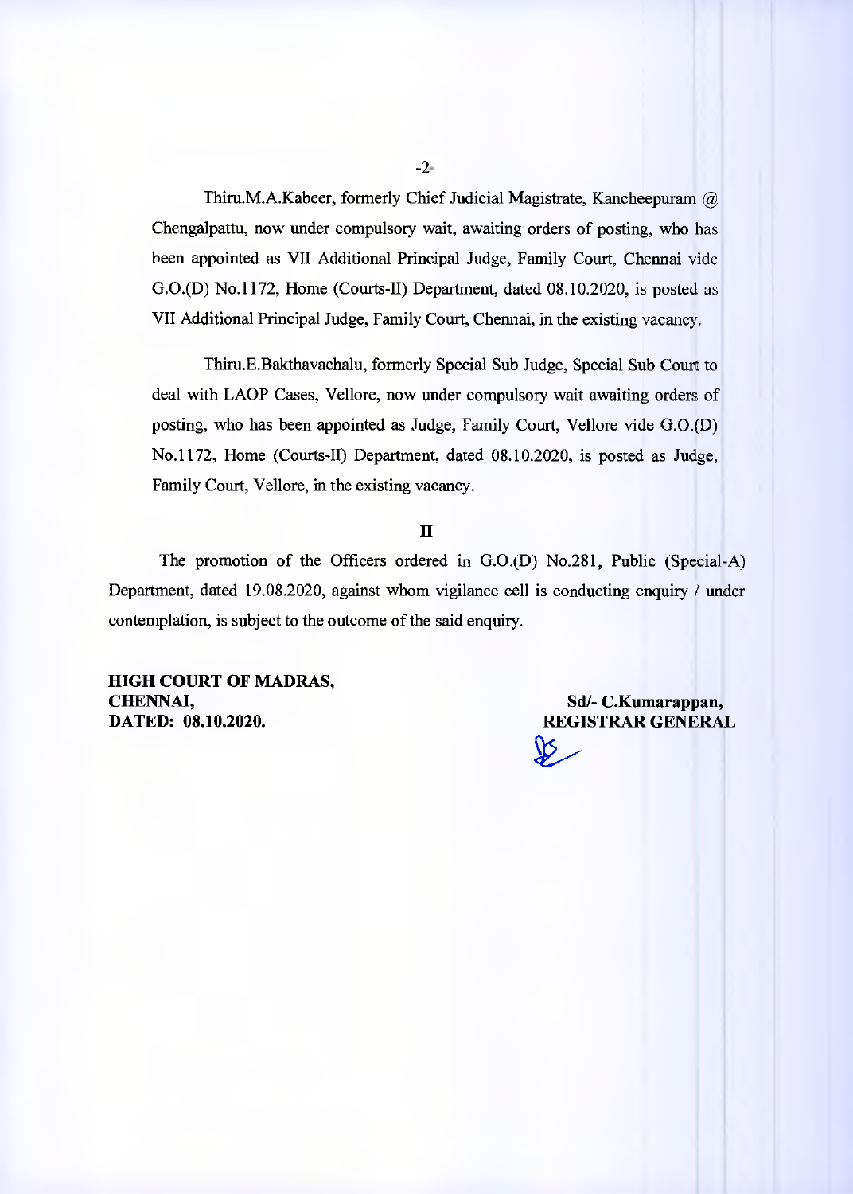Thiru.M.A.Kabeer, formerly Chief Judicial Magistrate, Kancheepuram @ Chengalpattu, now under compulsory wait, awaiting orders of posting, who has been appointed as VII Additional Principal Judge, Family Court, Chennai vide G.O.(D) No.1172, Home (Courts-II) Department, dated 08.10.2020, is posted as VII Additional Principal Judge, Family Court, Chennai, in the existing vacancy.

Thiru.E.Bakthavachalu, formerly Special Sub Judge, Special Sub Court to deal with LAOP Cases, Vellore, now under compulsory wait awaiting orders of posting, who has been appointed as Judge, Family Court, Vellore vide G.O.(D) No.1172, Home (Courts-II) Department, dated 08.10.2020, is posted as Judge, Family Court, Vellore, in the existing vacancy.

**II**

The promotion of the Officers ordered in G.O.(D) No.281, Public (Special-A) Department, dated 19.08.2020, against whom vigilance cell is conducting enquiry / under contemplation, is subject to the outcome of the said enquiry.

**HIGH COURT OF MADRAS,**
**CHENNAI,**
**DATED: 08.10.2020.**

**Sd/- C.Kumarappan,**
**REGISTRAR GENERAL**